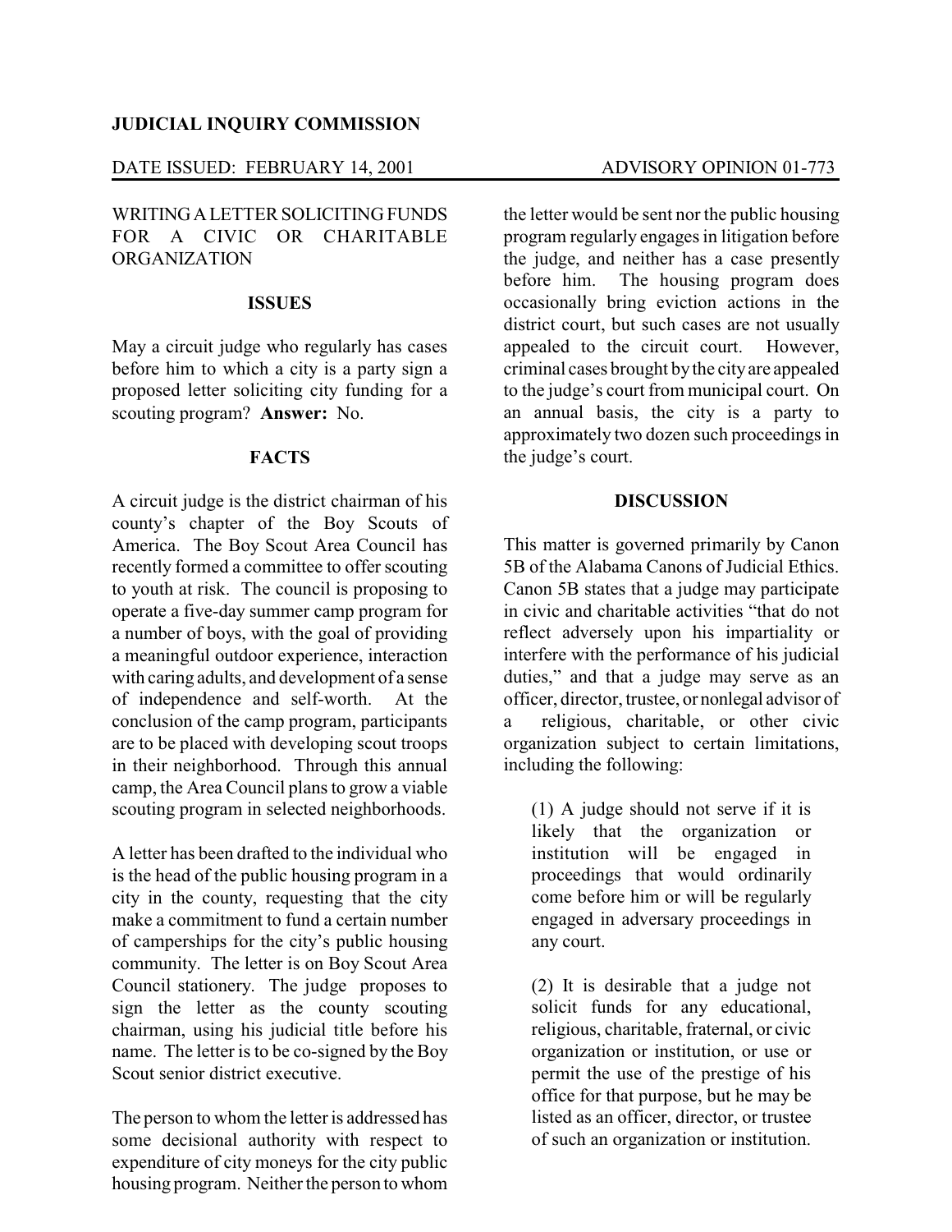**JUDICIAL INQUIRY COMMISSION**

DATE ISSUED: FEBRUARY 14, 2001 ADVISORY OPINION 01-773

WRITING A LETTER SOLICITING FUNDS FOR A CIVIC OR CHARITABLE ORGANIZATION

**ISSUES**

May a circuit judge who regularly has cases before him to which a city is a party sign a proposed letter soliciting city funding for a scouting program? **Answer:** No.

**FACTS**

A circuit judge is the district chairman of his county's chapter of the Boy Scouts of America. The Boy Scout Area Council has recently formed a committee to offer scouting to youth at risk. The council is proposing to operate a five-day summer camp program for a number of boys, with the goal of providing a meaningful outdoor experience, interaction with caring adults, and development of a sense of independence and self-worth. At the conclusion of the camp program, participants are to be placed with developing scout troops in their neighborhood. Through this annual camp, the Area Council plans to grow a viable scouting program in selected neighborhoods.

A letter has been drafted to the individual who is the head of the public housing program in a city in the county, requesting that the city make a commitment to fund a certain number of camperships for the city's public housing community. The letter is on Boy Scout Area Council stationery. The judge proposes to sign the letter as the county scouting chairman, using his judicial title before his name. The letter is to be co-signed by the Boy Scout senior district executive.

The person to whom the letter is addressed has some decisional authority with respect to expenditure of city moneys for the city public housing program. Neither the person to whom the letter would be sent nor the public housing program regularly engages in litigation before the judge, and neither has a case presently before him. The housing program does occasionally bring eviction actions in the district court, but such cases are not usually appealed to the circuit court. However, criminal cases brought by the city are appealed to the judge's court from municipal court. On an annual basis, the city is a party to approximately two dozen such proceedings in the judge's court.

**DISCUSSION**

This matter is governed primarily by Canon 5B of the Alabama Canons of Judicial Ethics. Canon 5B states that a judge may participate in civic and charitable activities "that do not reflect adversely upon his impartiality or interfere with the performance of his judicial duties," and that a judge may serve as an officer, director, trustee, or nonlegal advisor of a religious, charitable, or other civic organization subject to certain limitations, including the following:

> (1) A judge should not serve if it is likely that the organization or institution will be engaged in proceedings that would ordinarily come before him or will be regularly engaged in adversary proceedings in any court.
>
> (2) It is desirable that a judge not solicit funds for any educational, religious, charitable, fraternal, or civic organization or institution, or use or permit the use of the prestige of his office for that purpose, but he may be listed as an officer, director, or trustee of such an organization or institution.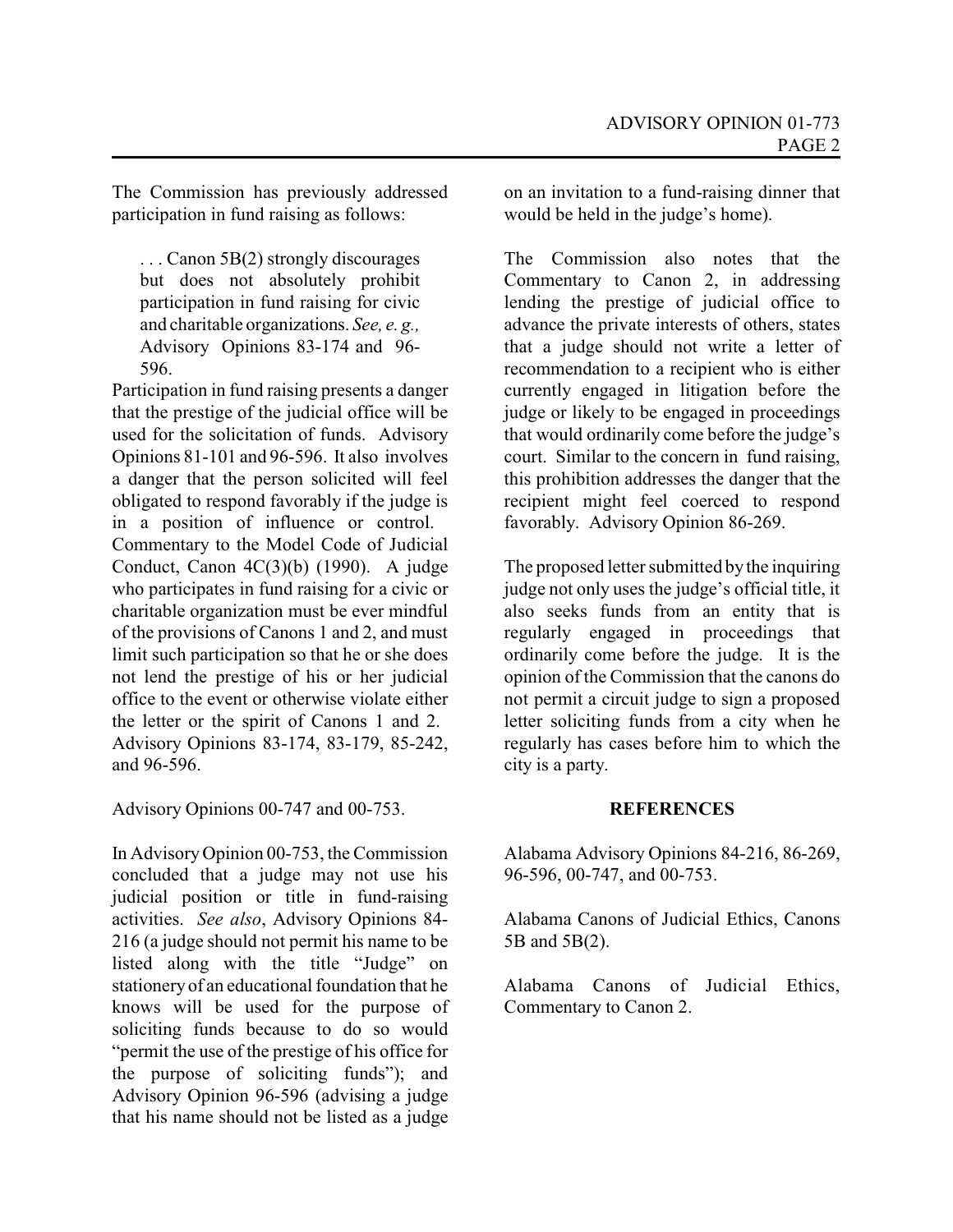The Commission has previously addressed participation in fund raising as follows:

> . . . Canon 5B(2) strongly discourages but does not absolutely prohibit participation in fund raising for civic and charitable organizations. *See, e. g.,* Advisory Opinions 83-174 and 96-596.

Participation in fund raising presents a danger that the prestige of the judicial office will be used for the solicitation of funds. Advisory Opinions 81-101 and 96-596. It also involves a danger that the person solicited will feel obligated to respond favorably if the judge is in a position of influence or control. Commentary to the Model Code of Judicial Conduct, Canon 4C(3)(b) (1990). A judge who participates in fund raising for a civic or charitable organization must be ever mindful of the provisions of Canons 1 and 2, and must limit such participation so that he or she does not lend the prestige of his or her judicial office to the event or otherwise violate either the letter or the spirit of Canons 1 and 2. Advisory Opinions 83-174, 83-179, 85-242, and 96-596.

Advisory Opinions 00-747 and 00-753.

In Advisory Opinion 00-753, the Commission concluded that a judge may not use his judicial position or title in fund-raising activities. *See also*, Advisory Opinions 84-216 (a judge should not permit his name to be listed along with the title "Judge" on stationery of an educational foundation that he knows will be used for the purpose of soliciting funds because to do so would "permit the use of the prestige of his office for the purpose of soliciting funds"); and Advisory Opinion 96-596 (advising a judge that his name should not be listed as a judge on an invitation to a fund-raising dinner that would be held in the judge's home).

The Commission also notes that the Commentary to Canon 2, in addressing lending the prestige of judicial office to advance the private interests of others, states that a judge should not write a letter of recommendation to a recipient who is either currently engaged in litigation before the judge or likely to be engaged in proceedings that would ordinarily come before the judge's court. Similar to the concern in fund raising, this prohibition addresses the danger that the recipient might feel coerced to respond favorably. Advisory Opinion 86-269.

The proposed letter submitted by the inquiring judge not only uses the judge's official title, it also seeks funds from an entity that is regularly engaged in proceedings that ordinarily come before the judge. It is the opinion of the Commission that the canons do not permit a circuit judge to sign a proposed letter soliciting funds from a city when he regularly has cases before him to which the city is a party.

**REFERENCES**

Alabama Advisory Opinions 84-216, 86-269, 96-596, 00-747, and 00-753.

Alabama Canons of Judicial Ethics, Canons 5B and 5B(2).

Alabama Canons of Judicial Ethics, Commentary to Canon 2.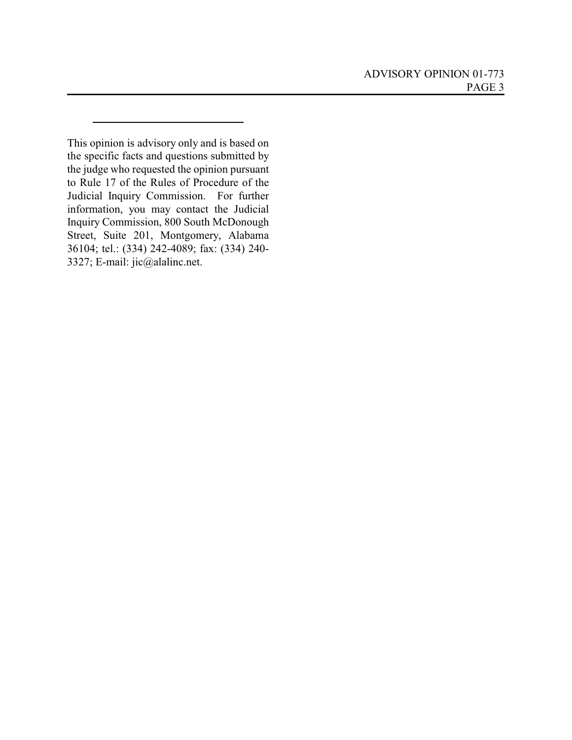---

This opinion is advisory only and is based on the specific facts and questions submitted by the judge who requested the opinion pursuant to Rule 17 of the Rules of Procedure of the Judicial Inquiry Commission. For further information, you may contact the Judicial Inquiry Commission, 800 South McDonough Street, Suite 201, Montgomery, Alabama 36104; tel.: (334) 242-4089; fax: (334) 240-3327; E-mail: jic@alalinc.net.